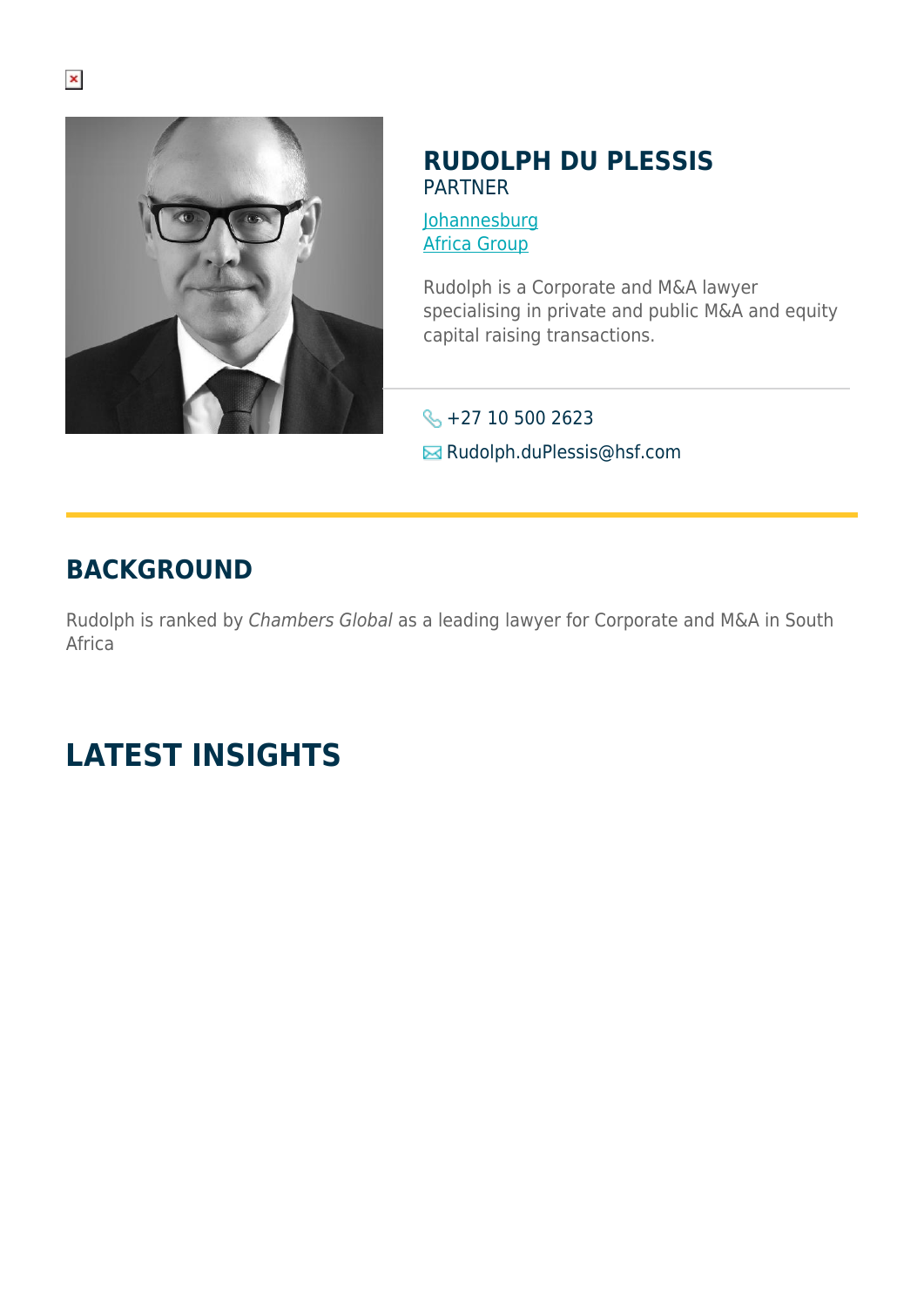# RUDOLPH DU PLESSIS

PARTNER

[Johannesburg]
[Africa Group]

Rudolph is a Corporate and M&A lawyer specialising in private and public M&A and equity capital raising transactions.

+27 10 500 2623

Rudolph.duPlessis@hsf.com

## BACKGROUND

Rudolph is ranked by *Chambers Global* as a leading lawyer for Corporate and M&A in South Africa

## LATEST INSIGHTS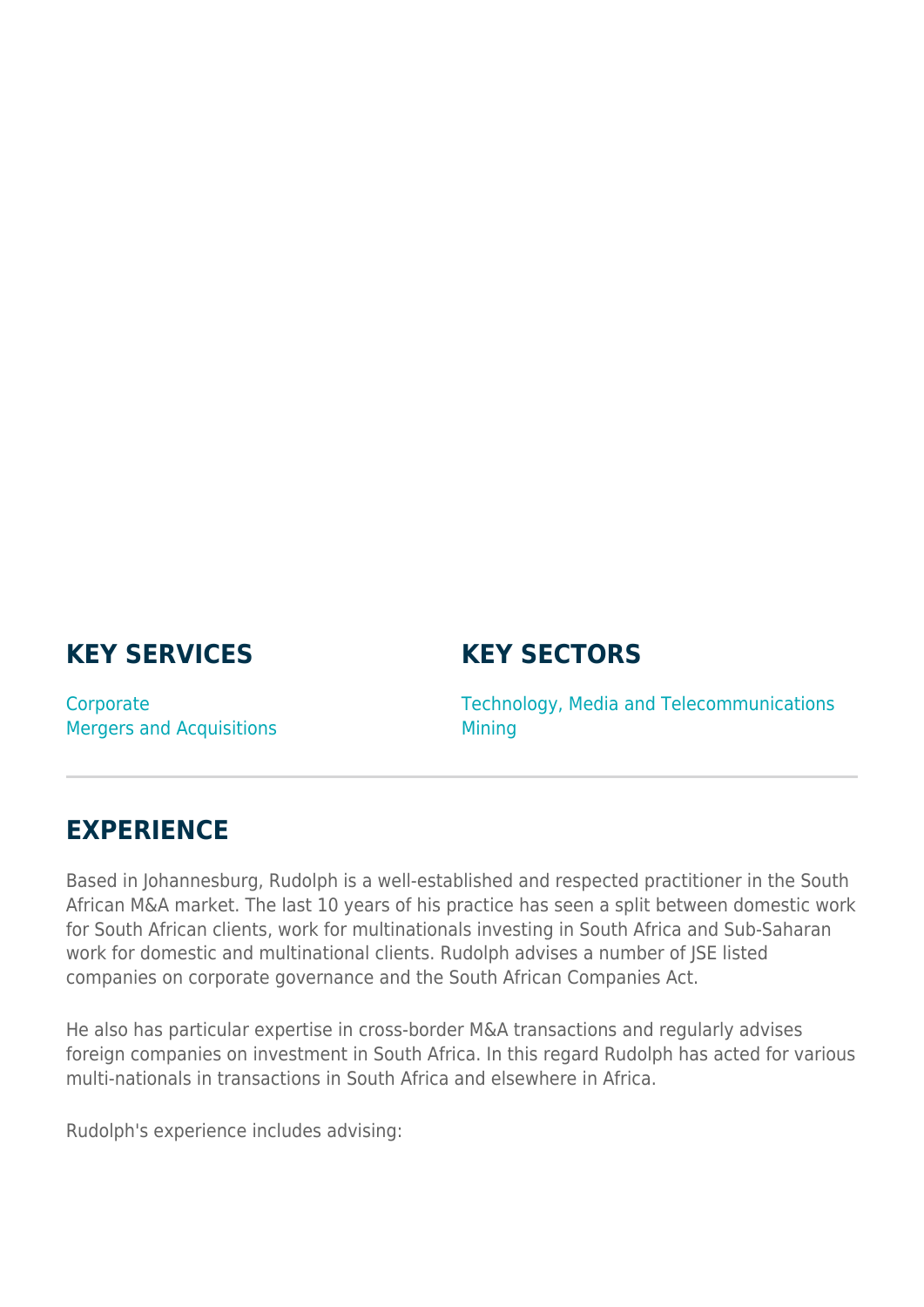## KEY SERVICES

Corporate
Mergers and Acquisitions

## KEY SECTORS

Technology, Media and Telecommunications
Mining

## EXPERIENCE

Based in Johannesburg, Rudolph is a well-established and respected practitioner in the South African M&A market. The last 10 years of his practice has seen a split between domestic work for South African clients, work for multinationals investing in South Africa and Sub-Saharan work for domestic and multinational clients. Rudolph advises a number of JSE listed companies on corporate governance and the South African Companies Act.

He also has particular expertise in cross-border M&A transactions and regularly advises foreign companies on investment in South Africa. In this regard Rudolph has acted for various multi-nationals in transactions in South Africa and elsewhere in Africa.

Rudolph's experience includes advising: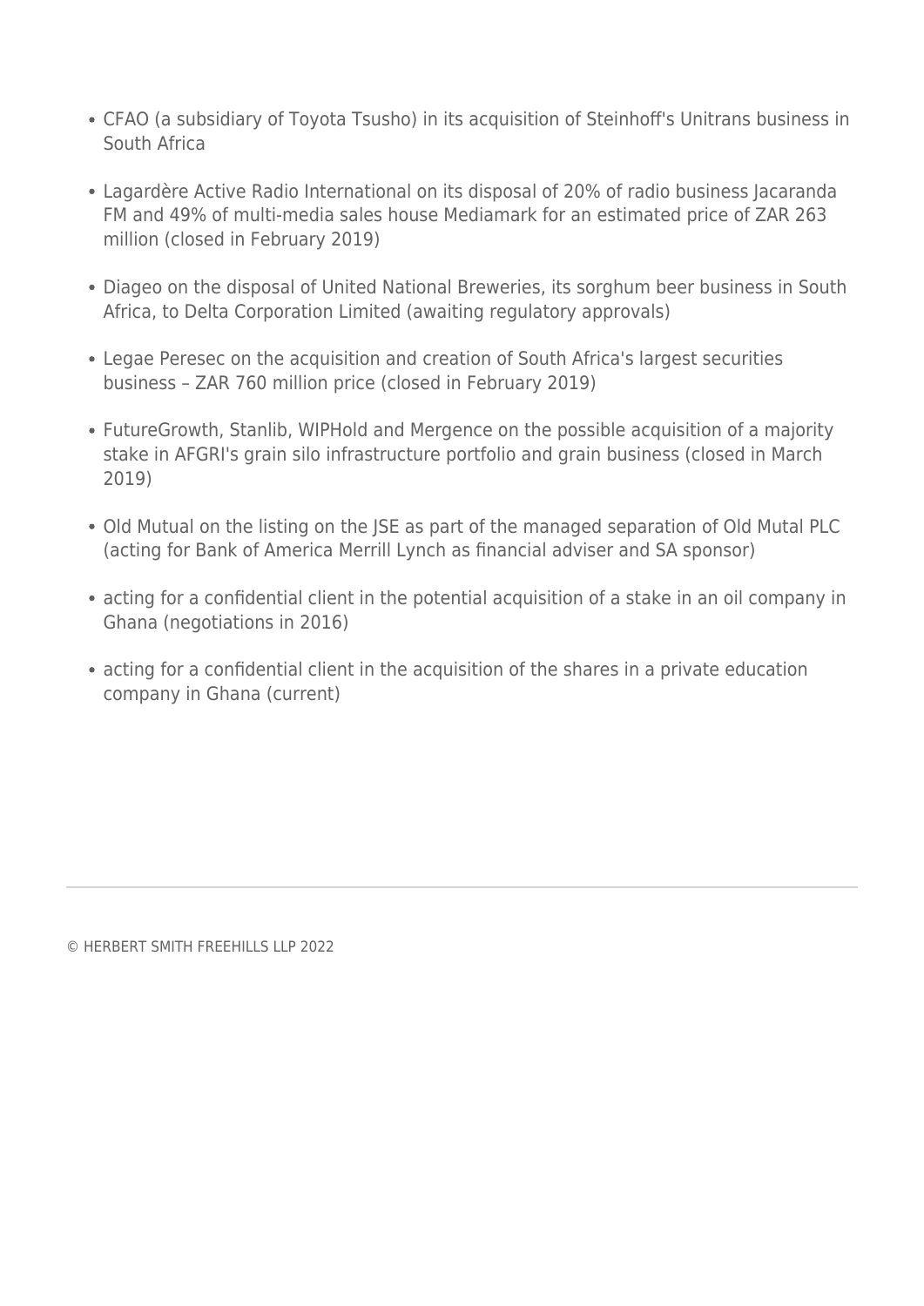- CFAO (a subsidiary of Toyota Tsusho) in its acquisition of Steinhoff's Unitrans business in South Africa
- Lagardère Active Radio International on its disposal of 20% of radio business Jacaranda FM and 49% of multi-media sales house Mediamark for an estimated price of ZAR 263 million (closed in February 2019)
- Diageo on the disposal of United National Breweries, its sorghum beer business in South Africa, to Delta Corporation Limited (awaiting regulatory approvals)
- Legae Peresec on the acquisition and creation of South Africa's largest securities business – ZAR 760 million price (closed in February 2019)
- FutureGrowth, Stanlib, WIPHold and Mergence on the possible acquisition of a majority stake in AFGRI's grain silo infrastructure portfolio and grain business (closed in March 2019)
- Old Mutual on the listing on the JSE as part of the managed separation of Old Mutal PLC (acting for Bank of America Merrill Lynch as financial adviser and SA sponsor)
- acting for a confidential client in the potential acquisition of a stake in an oil company in Ghana (negotiations in 2016)
- acting for a confidential client in the acquisition of the shares in a private education company in Ghana (current)

© HERBERT SMITH FREEHILLS LLP 2022